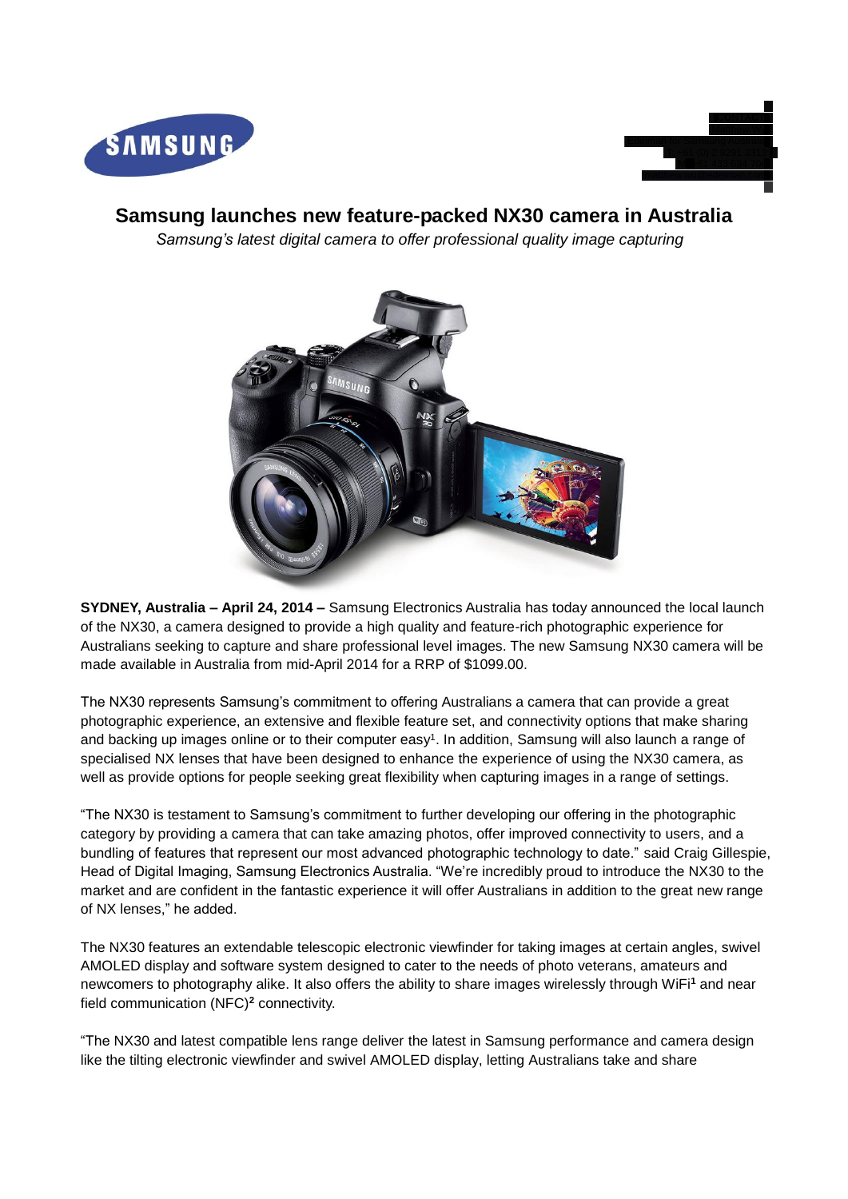# Samsung launches new feature-packed NX30 camera in Australia

*Samsung's latest digital camera to offer professional quality image capturing*

**SYDNEY, Australia – April 24, 2014 –** Samsung Electronics Australia has today announced the local launch of the NX30, a camera designed to provide a high quality and feature-rich photographic experience for Australians seeking to capture and share professional level images. The new Samsung NX30 camera will be made available in Australia from mid-April 2014 for a RRP of $1099.00.

The NX30 represents Samsung's commitment to offering Australians a camera that can provide a great photographic experience, an extensive and flexible feature set, and connectivity options that make sharing and backing up images online or to their computer easy[1]. In addition, Samsung will also launch a range of specialised NX lenses that have been designed to enhance the experience of using the NX30 camera, as well as provide options for people seeking great flexibility when capturing images in a range of settings.

"The NX30 is testament to Samsung's commitment to further developing our offering in the photographic category by providing a camera that can take amazing photos, offer improved connectivity to users, and a bundling of features that represent our most advanced photographic technology to date." said Craig Gillespie, Head of Digital Imaging, Samsung Electronics Australia. "We're incredibly proud to introduce the NX30 to the market and are confident in the fantastic experience it will offer Australians in addition to the great new range of NX lenses," he added.

The NX30 features an extendable telescopic electronic viewfinder for taking images at certain angles, swivel AMOLED display and software system designed to cater to the needs of photo veterans, amateurs and newcomers to photography alike. It also offers the ability to share images wirelessly through WiFi[1] and near field communication (NFC)[2] connectivity.

"The NX30 and latest compatible lens range deliver the latest in Samsung performance and camera design like the tilting electronic viewfinder and swivel AMOLED display, letting Australians take and share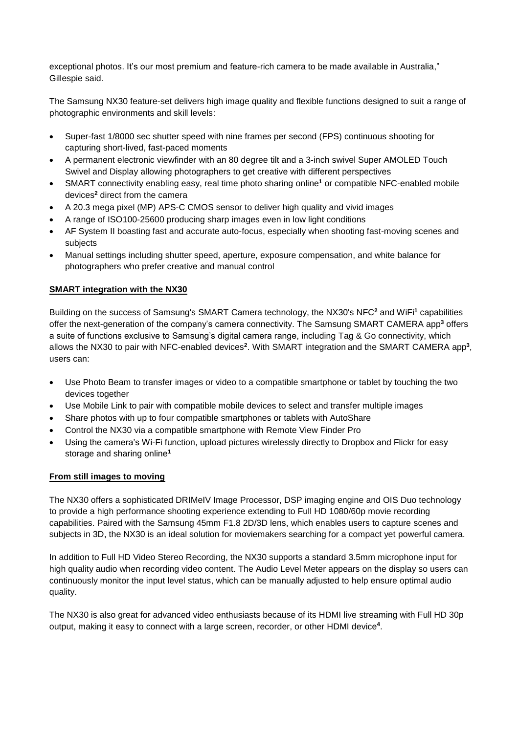exceptional photos. It's our most premium and feature-rich camera to be made available in Australia," Gillespie said.

The Samsung NX30 feature-set delivers high image quality and flexible functions designed to suit a range of photographic environments and skill levels:

- Super-fast 1/8000 sec shutter speed with nine frames per second (FPS) continuous shooting for capturing short-lived, fast-paced moments
- A permanent electronic viewfinder with an 80 degree tilt and a 3-inch swivel Super AMOLED Touch Swivel and Display allowing photographers to get creative with different perspectives
- SMART connectivity enabling easy, real time photo sharing online[1] or compatible NFC-enabled mobile devices[2] direct from the camera
- A 20.3 mega pixel (MP) APS-C CMOS sensor to deliver high quality and vivid images
- A range of ISO100-25600 producing sharp images even in low light conditions
- AF System II boasting fast and accurate auto-focus, especially when shooting fast-moving scenes and subjects
- Manual settings including shutter speed, aperture, exposure compensation, and white balance for photographers who prefer creative and manual control

**SMART integration with the NX30**

Building on the success of Samsung's SMART Camera technology, the NX30's NFC[2] and WiFi[1] capabilities offer the next-generation of the company's camera connectivity. The Samsung SMART CAMERA app[3] offers a suite of functions exclusive to Samsung's digital camera range, including Tag & Go connectivity, which allows the NX30 to pair with NFC-enabled devices[2]. With SMART integration and the SMART CAMERA app[3], users can:

- Use Photo Beam to transfer images or video to a compatible smartphone or tablet by touching the two devices together
- Use Mobile Link to pair with compatible mobile devices to select and transfer multiple images
- Share photos with up to four compatible smartphones or tablets with AutoShare
- Control the NX30 via a compatible smartphone with Remote View Finder Pro
- Using the camera's Wi-Fi function, upload pictures wirelessly directly to Dropbox and Flickr for easy storage and sharing online[1]

**From still images to moving**

The NX30 offers a sophisticated DRIMeIV Image Processor, DSP imaging engine and OIS Duo technology to provide a high performance shooting experience extending to Full HD 1080/60p movie recording capabilities. Paired with the Samsung 45mm F1.8 2D/3D lens, which enables users to capture scenes and subjects in 3D, the NX30 is an ideal solution for moviemakers searching for a compact yet powerful camera.

In addition to Full HD Video Stereo Recording, the NX30 supports a standard 3.5mm microphone input for high quality audio when recording video content. The Audio Level Meter appears on the display so users can continuously monitor the input level status, which can be manually adjusted to help ensure optimal audio quality.

The NX30 is also great for advanced video enthusiasts because of its HDMI live streaming with Full HD 30p output, making it easy to connect with a large screen, recorder, or other HDMI device[4].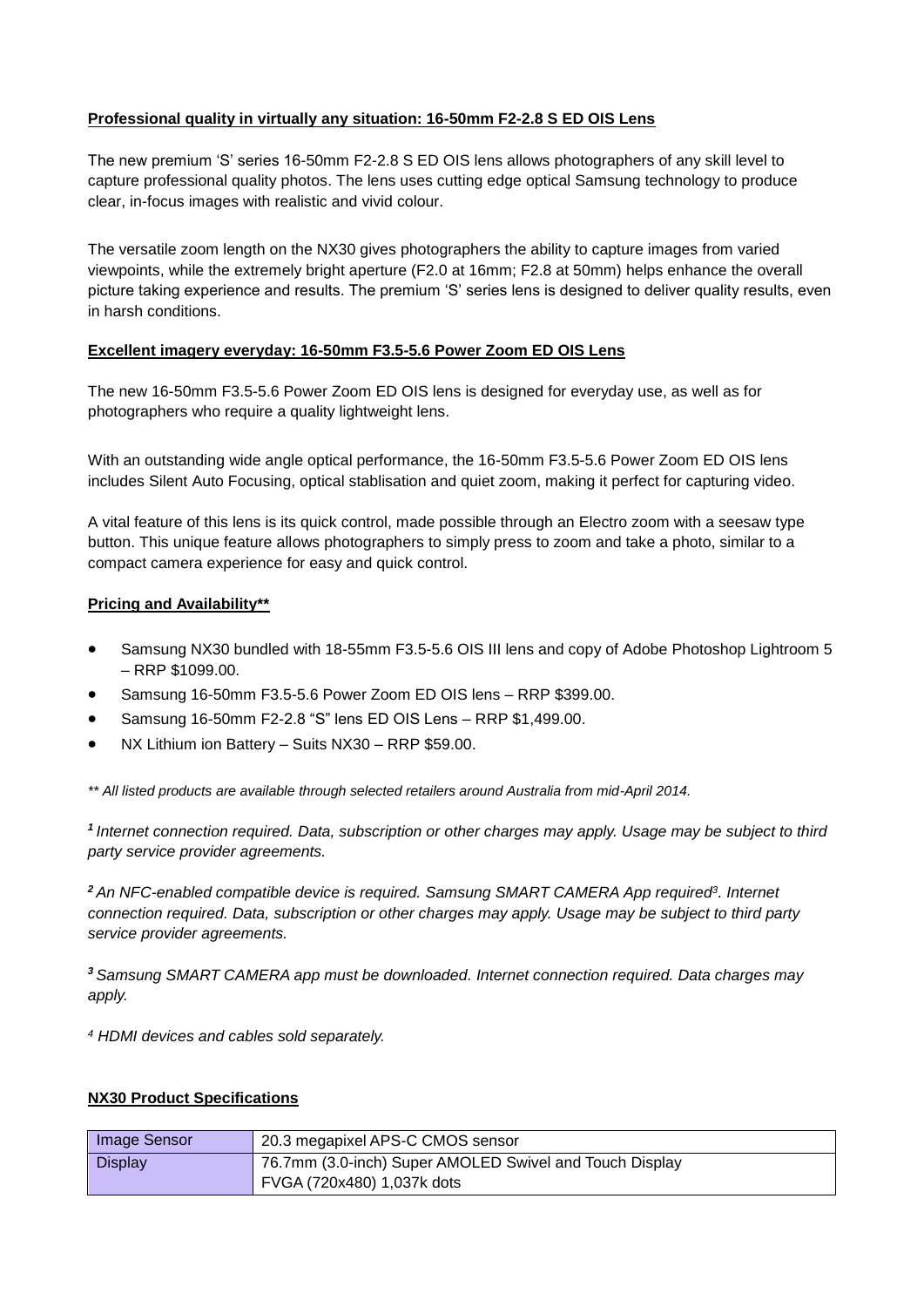**Professional quality in virtually any situation: 16-50mm F2-2.8 S ED OIS Lens**

The new premium 'S' series 16-50mm F2-2.8 S ED OIS lens allows photographers of any skill level to capture professional quality photos. The lens uses cutting edge optical Samsung technology to produce clear, in-focus images with realistic and vivid colour.

The versatile zoom length on the NX30 gives photographers the ability to capture images from varied viewpoints, while the extremely bright aperture (F2.0 at 16mm; F2.8 at 50mm) helps enhance the overall picture taking experience and results. The premium 'S' series lens is designed to deliver quality results, even in harsh conditions.

**Excellent imagery everyday: 16-50mm F3.5-5.6 Power Zoom ED OIS Lens**

The new 16-50mm F3.5-5.6 Power Zoom ED OIS lens is designed for everyday use, as well as for photographers who require a quality lightweight lens.

With an outstanding wide angle optical performance, the 16-50mm F3.5-5.6 Power Zoom ED OIS lens includes Silent Auto Focusing, optical stablisation and quiet zoom, making it perfect for capturing video.

A vital feature of this lens is its quick control, made possible through an Electro zoom with a seesaw type button. This unique feature allows photographers to simply press to zoom and take a photo, similar to a compact camera experience for easy and quick control.

**Pricing and Availability\*\***

- Samsung NX30 bundled with 18-55mm F3.5-5.6 OIS III lens and copy of Adobe Photoshop Lightroom 5 – RRP $1099.00.
- Samsung 16-50mm F3.5-5.6 Power Zoom ED OIS lens – RRP $399.00.
- Samsung 16-50mm F2-2.8 "S" lens ED OIS Lens – RRP $1,499.00.
- NX Lithium ion Battery – Suits NX30 – RRP $59.00.

*\*\* All listed products are available through selected retailers around Australia from mid-April 2014.*

*[1] Internet connection required. Data, subscription or other charges may apply. Usage may be subject to third party service provider agreements.*

*[2] An NFC-enabled compatible device is required. Samsung SMART CAMERA App required[3]. Internet connection required. Data, subscription or other charges may apply. Usage may be subject to third party service provider agreements.*

*[3] Samsung SMART CAMERA app must be downloaded. Internet connection required. Data charges may apply.*

*[4] HDMI devices and cables sold separately.*

**NX30 Product Specifications**

| Image Sensor | 20.3 megapixel APS-C CMOS sensor |
|---|---|
| Display | 76.7mm (3.0-inch) Super AMOLED Swivel and Touch Display<br>FVGA (720x480) 1,037k dots |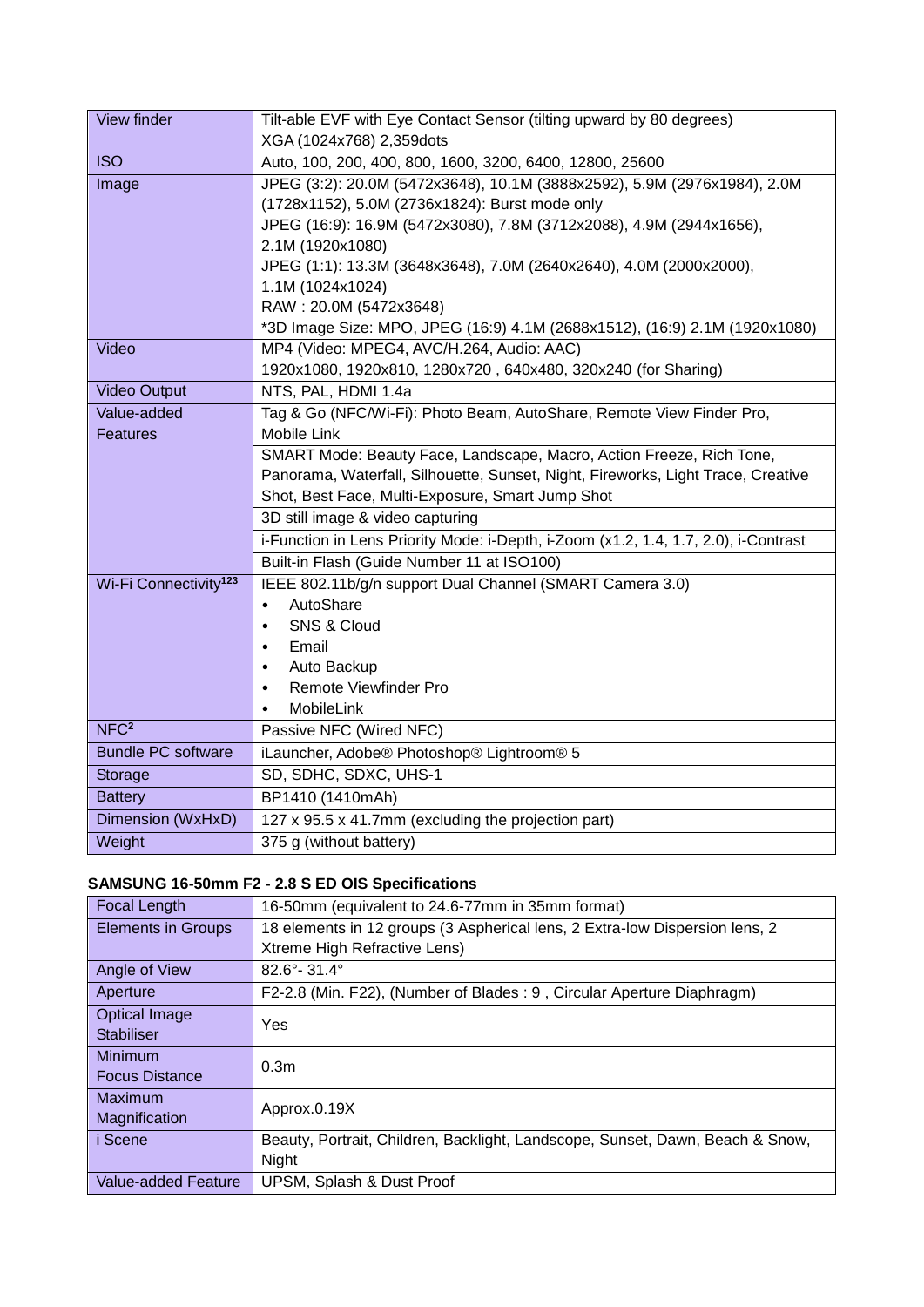| View finder | Tilt-able EVF with Eye Contact Sensor (tilting upward by 80 degrees)<br>XGA (1024x768) 2,359dots |
|---|---|
| ISO | Auto, 100, 200, 400, 800, 1600, 3200, 6400, 12800, 25600 |
| Image | JPEG (3:2): 20.0M (5472x3648), 10.1M (3888x2592), 5.9M (2976x1984), 2.0M (1728x1152), 5.0M (2736x1824): Burst mode only<br>JPEG (16:9): 16.9M (5472x3080), 7.8M (3712x2088), 4.9M (2944x1656), 2.1M (1920x1080)<br>JPEG (1:1): 13.3M (3648x3648), 7.0M (2640x2640), 4.0M (2000x2000), 1.1M (1024x1024)<br>RAW : 20.0M (5472x3648)<br>*3D Image Size: MPO, JPEG (16:9) 4.1M (2688x1512), (16:9) 2.1M (1920x1080) |
| Video | MP4 (Video: MPEG4, AVC/H.264, Audio: AAC)<br>1920x1080, 1920x810, 1280x720 , 640x480, 320x240 (for Sharing) |
| Video Output | NTS, PAL, HDMI 1.4a |
| Value-added Features | Tag & Go (NFC/Wi-Fi): Photo Beam, AutoShare, Remote View Finder Pro, Mobile Link |
| | SMART Mode: Beauty Face, Landscape, Macro, Action Freeze, Rich Tone, Panorama, Waterfall, Silhouette, Sunset, Night, Fireworks, Light Trace, Creative Shot, Best Face, Multi-Exposure, Smart Jump Shot |
| | 3D still image & video capturing |
| | i-Function in Lens Priority Mode: i-Depth, i-Zoom (x1.2, 1.4, 1.7, 2.0), i-Contrast |
| | Built-in Flash (Guide Number 11 at ISO100) |
| Wi-Fi Connectivity[123] | IEEE 802.11b/g/n support Dual Channel (SMART Camera 3.0)<br>• AutoShare<br>• SNS & Cloud<br>• Email<br>• Auto Backup<br>• Remote Viewfinder Pro<br>• MobileLink |
| NFC[2] | Passive NFC (Wired NFC) |
| Bundle PC software | iLauncher, Adobe® Photoshop® Lightroom® 5 |
| Storage | SD, SDHC, SDXC, UHS-1 |
| Battery | BP1410 (1410mAh) |
| Dimension (WxHxD) | 127 x 95.5 x 41.7mm (excluding the projection part) |
| Weight | 375 g (without battery) |

**SAMSUNG 16-50mm F2 - 2.8 S ED OIS Specifications**

| Focal Length | 16-50mm (equivalent to 24.6-77mm in 35mm format) |
|---|---|
| Elements in Groups | 18 elements in 12 groups (3 Aspherical lens, 2 Extra-low Dispersion lens, 2 Xtreme High Refractive Lens) |
| Angle of View | 82.6°- 31.4° |
| Aperture | F2-2.8 (Min. F22), (Number of Blades : 9 , Circular Aperture Diaphragm) |
| Optical Image Stabiliser | Yes |
| Minimum Focus Distance | 0.3m |
| Maximum Magnification | Approx.0.19X |
| i Scene | Beauty, Portrait, Children, Backlight, Landscope, Sunset, Dawn, Beach & Snow, Night |
| Value-added Feature | UPSM, Splash & Dust Proof |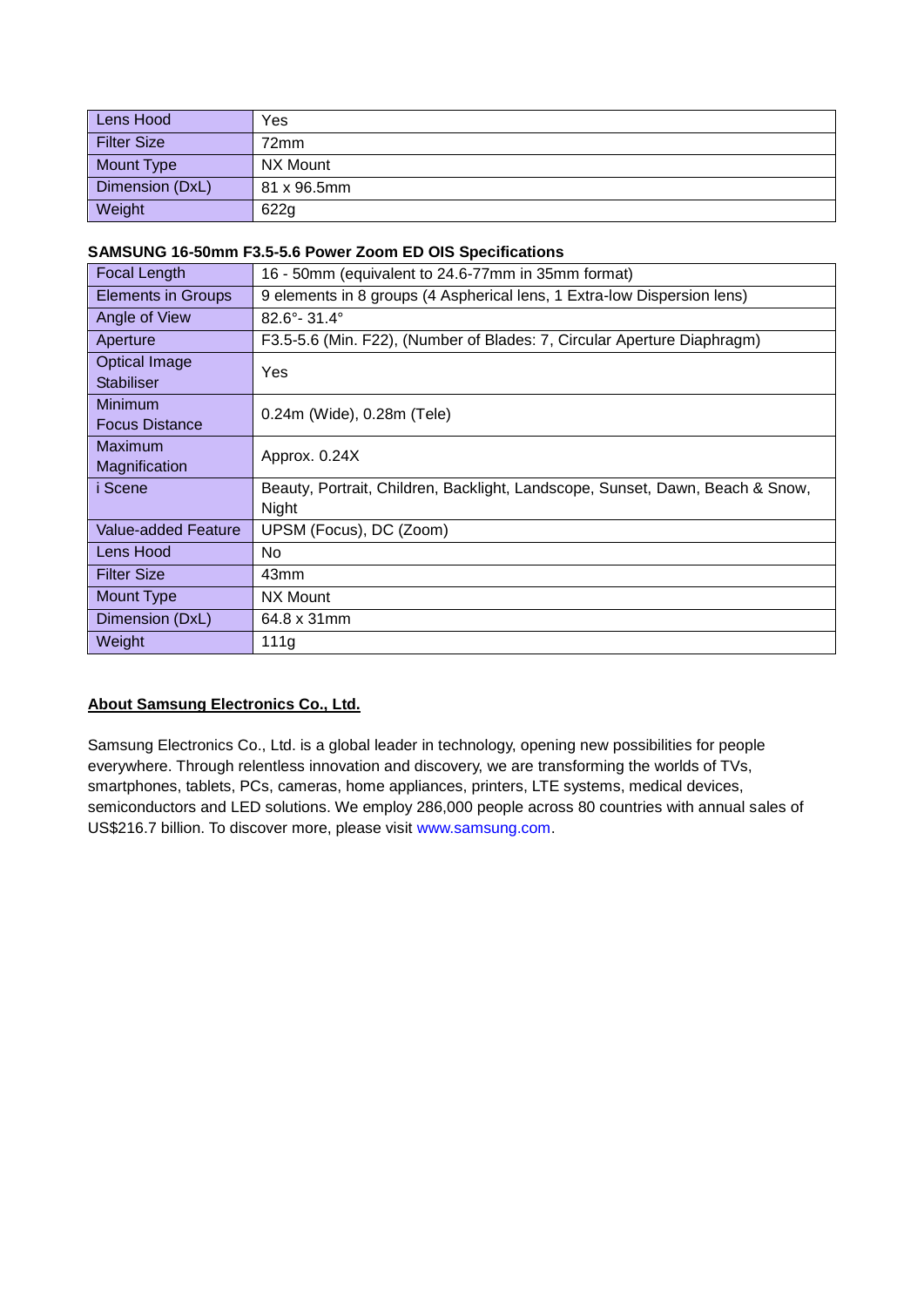| | |
|---|---|
| Lens Hood | Yes |
| Filter Size | 72mm |
| Mount Type | NX Mount |
| Dimension (DxL) | 81 x 96.5mm |
| Weight | 622g |

**SAMSUNG 16-50mm F3.5-5.6 Power Zoom ED OIS Specifications**

| | |
|---|---|
| Focal Length | 16 - 50mm (equivalent to 24.6-77mm in 35mm format) |
| Elements in Groups | 9 elements in 8 groups (4 Aspherical lens, 1 Extra-low Dispersion lens) |
| Angle of View | 82.6°- 31.4° |
| Aperture | F3.5-5.6 (Min. F22), (Number of Blades: 7, Circular Aperture Diaphragm) |
| Optical Image Stabiliser | Yes |
| Minimum Focus Distance | 0.24m (Wide), 0.28m (Tele) |
| Maximum Magnification | Approx. 0.24X |
| i Scene | Beauty, Portrait, Children, Backlight, Landscope, Sunset, Dawn, Beach & Snow, Night |
| Value-added Feature | UPSM (Focus), DC (Zoom) |
| Lens Hood | No |
| Filter Size | 43mm |
| Mount Type | NX Mount |
| Dimension (DxL) | 64.8 x 31mm |
| Weight | 111g |

**About Samsung Electronics Co., Ltd.**

Samsung Electronics Co., Ltd. is a global leader in technology, opening new possibilities for people everywhere. Through relentless innovation and discovery, we are transforming the worlds of TVs, smartphones, tablets, PCs, cameras, home appliances, printers, LTE systems, medical devices, semiconductors and LED solutions. We employ 286,000 people across 80 countries with annual sales of US$216.7 billion. To discover more, please visit www.samsung.com.